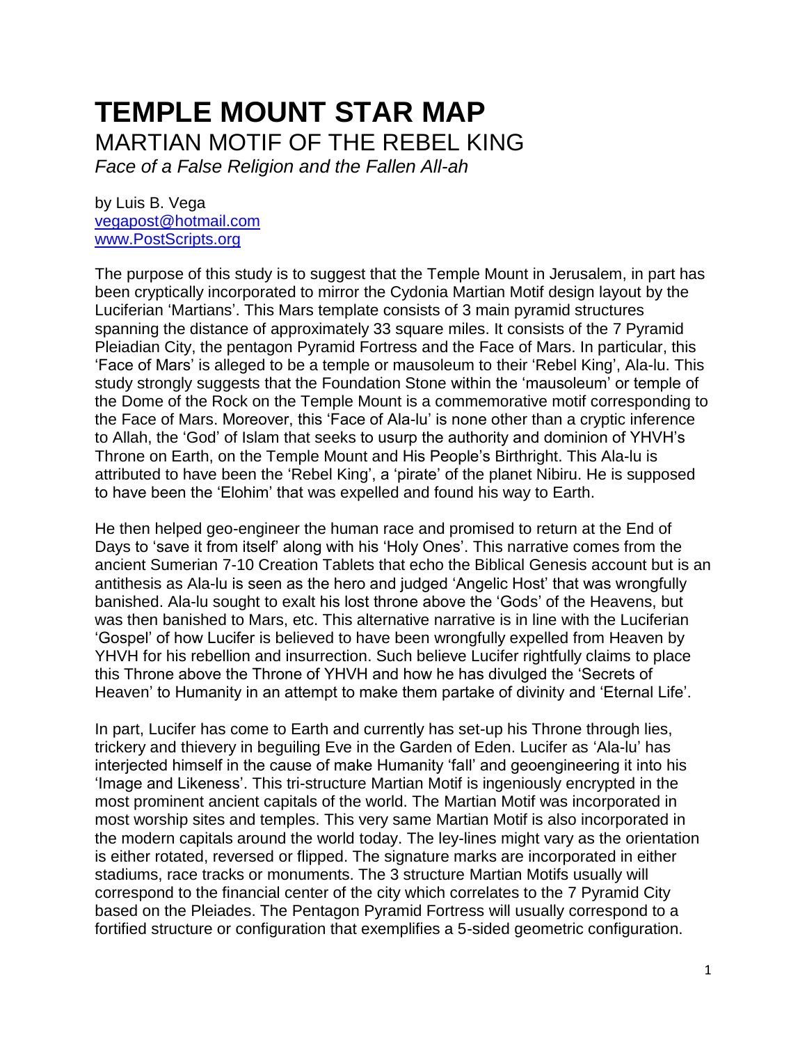# TEMPLE MOUNT STAR MAP

## MARTIAN MOTIF OF THE REBEL KING

*Face of a False Religion and the Fallen All-ah*

by Luis B. Vega
vegapost@hotmail.com
www.PostScripts.org

The purpose of this study is to suggest that the Temple Mount in Jerusalem, in part has been cryptically incorporated to mirror the Cydonia Martian Motif design layout by the Luciferian 'Martians'. This Mars template consists of 3 main pyramid structures spanning the distance of approximately 33 square miles. It consists of the 7 Pyramid Pleiadian City, the pentagon Pyramid Fortress and the Face of Mars. In particular, this 'Face of Mars' is alleged to be a temple or mausoleum to their 'Rebel King', Ala-lu. This study strongly suggests that the Foundation Stone within the 'mausoleum' or temple of the Dome of the Rock on the Temple Mount is a commemorative motif corresponding to the Face of Mars. Moreover, this 'Face of Ala-lu' is none other than a cryptic inference to Allah, the 'God' of Islam that seeks to usurp the authority and dominion of YHVH's Throne on Earth, on the Temple Mount and His People's Birthright. This Ala-lu is attributed to have been the 'Rebel King', a 'pirate' of the planet Nibiru. He is supposed to have been the 'Elohim' that was expelled and found his way to Earth.

He then helped geo-engineer the human race and promised to return at the End of Days to 'save it from itself' along with his 'Holy Ones'. This narrative comes from the ancient Sumerian 7-10 Creation Tablets that echo the Biblical Genesis account but is an antithesis as Ala-lu is seen as the hero and judged 'Angelic Host' that was wrongfully banished. Ala-lu sought to exalt his lost throne above the 'Gods' of the Heavens, but was then banished to Mars, etc. This alternative narrative is in line with the Luciferian 'Gospel' of how Lucifer is believed to have been wrongfully expelled from Heaven by YHVH for his rebellion and insurrection. Such believe Lucifer rightfully claims to place this Throne above the Throne of YHVH and how he has divulged the 'Secrets of Heaven' to Humanity in an attempt to make them partake of divinity and 'Eternal Life'.

In part, Lucifer has come to Earth and currently has set-up his Throne through lies, trickery and thievery in beguiling Eve in the Garden of Eden. Lucifer as 'Ala-lu' has interjected himself in the cause of make Humanity 'fall' and geoengineering it into his 'Image and Likeness'. This tri-structure Martian Motif is ingeniously encrypted in the most prominent ancient capitals of the world. The Martian Motif was incorporated in most worship sites and temples. This very same Martian Motif is also incorporated in the modern capitals around the world today. The ley-lines might vary as the orientation is either rotated, reversed or flipped. The signature marks are incorporated in either stadiums, race tracks or monuments. The 3 structure Martian Motifs usually will correspond to the financial center of the city which correlates to the 7 Pyramid City based on the Pleiades. The Pentagon Pyramid Fortress will usually correspond to a fortified structure or configuration that exemplifies a 5-sided geometric configuration.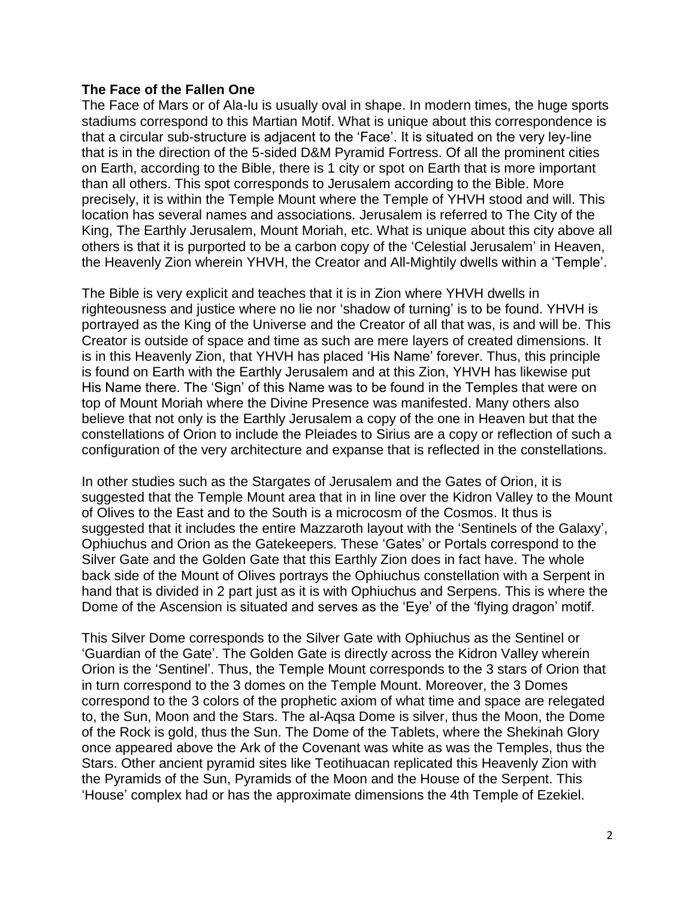**The Face of the Fallen One**

The Face of Mars or of Ala-lu is usually oval in shape. In modern times, the huge sports stadiums correspond to this Martian Motif. What is unique about this correspondence is that a circular sub-structure is adjacent to the 'Face'. It is situated on the very ley-line that is in the direction of the 5-sided D&M Pyramid Fortress. Of all the prominent cities on Earth, according to the Bible, there is 1 city or spot on Earth that is more important than all others. This spot corresponds to Jerusalem according to the Bible. More precisely, it is within the Temple Mount where the Temple of YHVH stood and will. This location has several names and associations. Jerusalem is referred to The City of the King, The Earthly Jerusalem, Mount Moriah, etc. What is unique about this city above all others is that it is purported to be a carbon copy of the 'Celestial Jerusalem' in Heaven, the Heavenly Zion wherein YHVH, the Creator and All-Mightily dwells within a 'Temple'.

The Bible is very explicit and teaches that it is in Zion where YHVH dwells in righteousness and justice where no lie nor 'shadow of turning' is to be found. YHVH is portrayed as the King of the Universe and the Creator of all that was, is and will be. This Creator is outside of space and time as such are mere layers of created dimensions. It is in this Heavenly Zion, that YHVH has placed 'His Name' forever. Thus, this principle is found on Earth with the Earthly Jerusalem and at this Zion, YHVH has likewise put His Name there. The 'Sign' of this Name was to be found in the Temples that were on top of Mount Moriah where the Divine Presence was manifested. Many others also believe that not only is the Earthly Jerusalem a copy of the one in Heaven but that the constellations of Orion to include the Pleiades to Sirius are a copy or reflection of such a configuration of the very architecture and expanse that is reflected in the constellations.

In other studies such as the Stargates of Jerusalem and the Gates of Orion, it is suggested that the Temple Mount area that in in line over the Kidron Valley to the Mount of Olives to the East and to the South is a microcosm of the Cosmos. It thus is suggested that it includes the entire Mazzaroth layout with the 'Sentinels of the Galaxy', Ophiuchus and Orion as the Gatekeepers. These 'Gates' or Portals correspond to the Silver Gate and the Golden Gate that this Earthly Zion does in fact have. The whole back side of the Mount of Olives portrays the Ophiuchus constellation with a Serpent in hand that is divided in 2 part just as it is with Ophiuchus and Serpens. This is where the Dome of the Ascension is situated and serves as the 'Eye' of the 'flying dragon' motif.

This Silver Dome corresponds to the Silver Gate with Ophiuchus as the Sentinel or 'Guardian of the Gate'. The Golden Gate is directly across the Kidron Valley wherein Orion is the 'Sentinel'. Thus, the Temple Mount corresponds to the 3 stars of Orion that in turn correspond to the 3 domes on the Temple Mount. Moreover, the 3 Domes correspond to the 3 colors of the prophetic axiom of what time and space are relegated to, the Sun, Moon and the Stars. The al-Aqsa Dome is silver, thus the Moon, the Dome of the Rock is gold, thus the Sun. The Dome of the Tablets, where the Shekinah Glory once appeared above the Ark of the Covenant was white as was the Temples, thus the Stars. Other ancient pyramid sites like Teotihuacan replicated this Heavenly Zion with the Pyramids of the Sun, Pyramids of the Moon and the House of the Serpent. This 'House' complex had or has the approximate dimensions the 4th Temple of Ezekiel.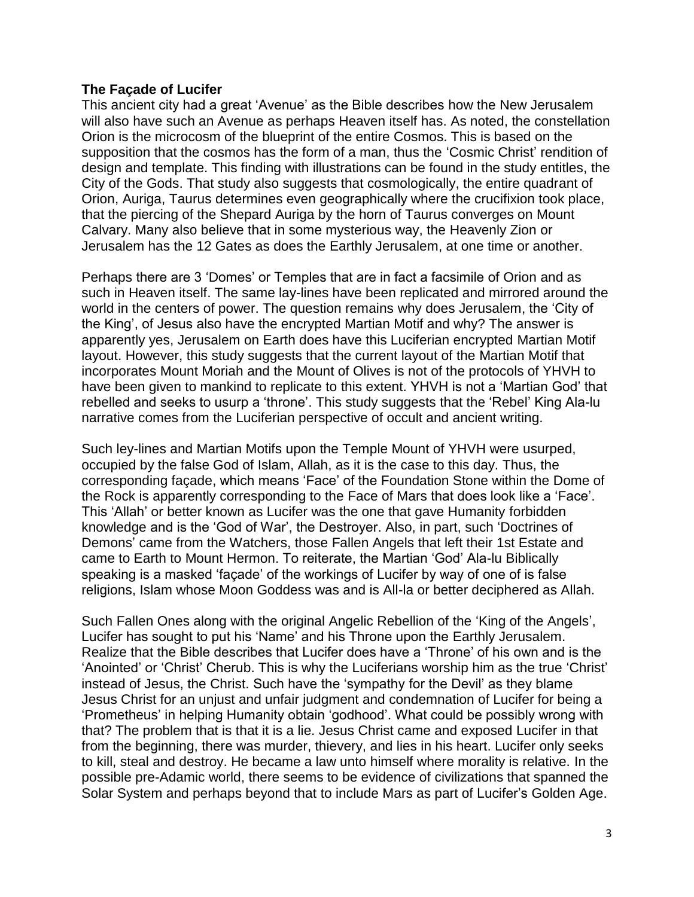**The Façade of Lucifer**

This ancient city had a great 'Avenue' as the Bible describes how the New Jerusalem will also have such an Avenue as perhaps Heaven itself has. As noted, the constellation Orion is the microcosm of the blueprint of the entire Cosmos. This is based on the supposition that the cosmos has the form of a man, thus the 'Cosmic Christ' rendition of design and template. This finding with illustrations can be found in the study entitles, the City of the Gods. That study also suggests that cosmologically, the entire quadrant of Orion, Auriga, Taurus determines even geographically where the crucifixion took place, that the piercing of the Shepard Auriga by the horn of Taurus converges on Mount Calvary. Many also believe that in some mysterious way, the Heavenly Zion or Jerusalem has the 12 Gates as does the Earthly Jerusalem, at one time or another.

Perhaps there are 3 'Domes' or Temples that are in fact a facsimile of Orion and as such in Heaven itself. The same lay-lines have been replicated and mirrored around the world in the centers of power. The question remains why does Jerusalem, the 'City of the King', of Jesus also have the encrypted Martian Motif and why? The answer is apparently yes, Jerusalem on Earth does have this Luciferian encrypted Martian Motif layout. However, this study suggests that the current layout of the Martian Motif that incorporates Mount Moriah and the Mount of Olives is not of the protocols of YHVH to have been given to mankind to replicate to this extent. YHVH is not a 'Martian God' that rebelled and seeks to usurp a 'throne'. This study suggests that the 'Rebel' King Ala-lu narrative comes from the Luciferian perspective of occult and ancient writing.

Such ley-lines and Martian Motifs upon the Temple Mount of YHVH were usurped, occupied by the false God of Islam, Allah, as it is the case to this day. Thus, the corresponding façade, which means 'Face' of the Foundation Stone within the Dome of the Rock is apparently corresponding to the Face of Mars that does look like a 'Face'. This 'Allah' or better known as Lucifer was the one that gave Humanity forbidden knowledge and is the 'God of War', the Destroyer. Also, in part, such 'Doctrines of Demons' came from the Watchers, those Fallen Angels that left their 1st Estate and came to Earth to Mount Hermon. To reiterate, the Martian 'God' Ala-lu Biblically speaking is a masked 'façade' of the workings of Lucifer by way of one of is false religions, Islam whose Moon Goddess was and is All-la or better deciphered as Allah.

Such Fallen Ones along with the original Angelic Rebellion of the 'King of the Angels', Lucifer has sought to put his 'Name' and his Throne upon the Earthly Jerusalem. Realize that the Bible describes that Lucifer does have a 'Throne' of his own and is the 'Anointed' or 'Christ' Cherub. This is why the Luciferians worship him as the true 'Christ' instead of Jesus, the Christ. Such have the 'sympathy for the Devil' as they blame Jesus Christ for an unjust and unfair judgment and condemnation of Lucifer for being a 'Prometheus' in helping Humanity obtain 'godhood'. What could be possibly wrong with that? The problem that is that it is a lie. Jesus Christ came and exposed Lucifer in that from the beginning, there was murder, thievery, and lies in his heart. Lucifer only seeks to kill, steal and destroy. He became a law unto himself where morality is relative. In the possible pre-Adamic world, there seems to be evidence of civilizations that spanned the Solar System and perhaps beyond that to include Mars as part of Lucifer's Golden Age.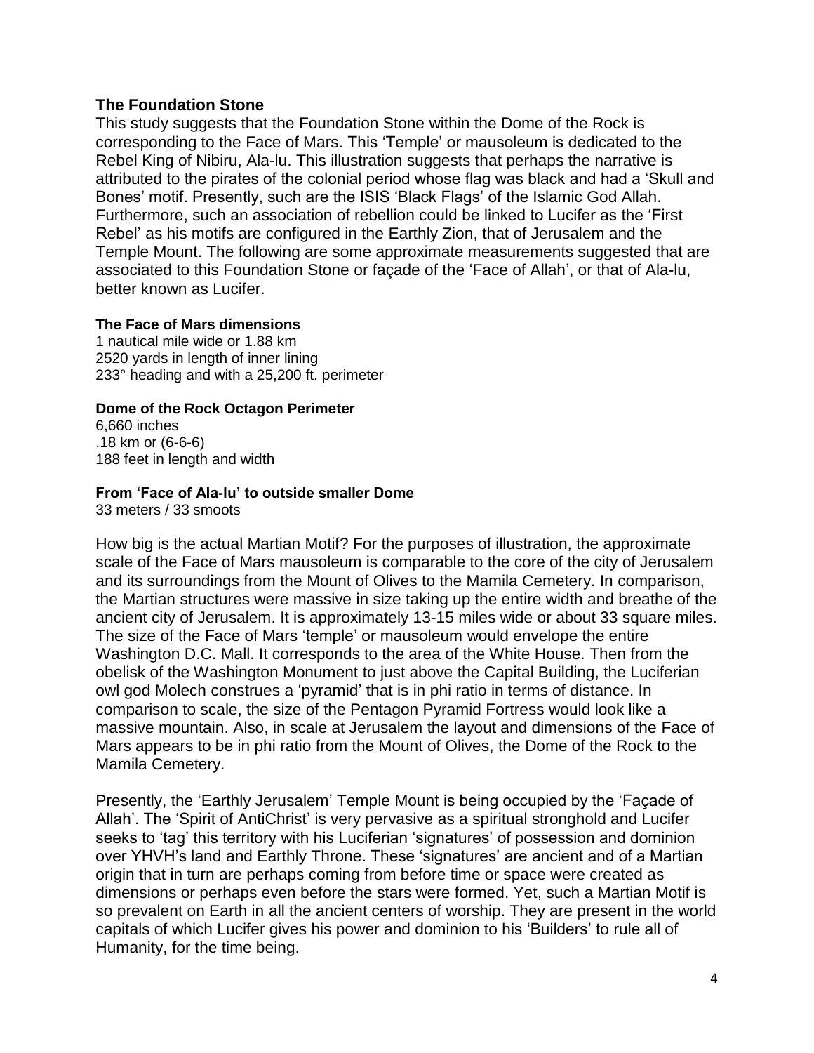## The Foundation Stone

This study suggests that the Foundation Stone within the Dome of the Rock is corresponding to the Face of Mars. This 'Temple' or mausoleum is dedicated to the Rebel King of Nibiru, Ala-lu. This illustration suggests that perhaps the narrative is attributed to the pirates of the colonial period whose flag was black and had a 'Skull and Bones' motif. Presently, such are the ISIS 'Black Flags' of the Islamic God Allah. Furthermore, such an association of rebellion could be linked to Lucifer as the 'First Rebel' as his motifs are configured in the Earthly Zion, that of Jerusalem and the Temple Mount. The following are some approximate measurements suggested that are associated to this Foundation Stone or façade of the 'Face of Allah', or that of Ala-lu, better known as Lucifer.

#### The Face of Mars dimensions

1 nautical mile wide or 1.88 km
2520 yards in length of inner lining
233° heading and with a 25,200 ft. perimeter

#### Dome of the Rock Octagon Perimeter

6,660 inches
.18 km or (6-6-6)
188 feet in length and width

#### From 'Face of Ala-lu' to outside smaller Dome

33 meters / 33 smoots

How big is the actual Martian Motif? For the purposes of illustration, the approximate scale of the Face of Mars mausoleum is comparable to the core of the city of Jerusalem and its surroundings from the Mount of Olives to the Mamila Cemetery. In comparison, the Martian structures were massive in size taking up the entire width and breathe of the ancient city of Jerusalem. It is approximately 13-15 miles wide or about 33 square miles. The size of the Face of Mars 'temple' or mausoleum would envelope the entire Washington D.C. Mall. It corresponds to the area of the White House. Then from the obelisk of the Washington Monument to just above the Capital Building, the Luciferian owl god Molech construes a 'pyramid' that is in phi ratio in terms of distance. In comparison to scale, the size of the Pentagon Pyramid Fortress would look like a massive mountain. Also, in scale at Jerusalem the layout and dimensions of the Face of Mars appears to be in phi ratio from the Mount of Olives, the Dome of the Rock to the Mamila Cemetery.

Presently, the 'Earthly Jerusalem' Temple Mount is being occupied by the 'Façade of Allah'. The 'Spirit of AntiChrist' is very pervasive as a spiritual stronghold and Lucifer seeks to 'tag' this territory with his Luciferian 'signatures' of possession and dominion over YHVH's land and Earthly Throne. These 'signatures' are ancient and of a Martian origin that in turn are perhaps coming from before time or space were created as dimensions or perhaps even before the stars were formed. Yet, such a Martian Motif is so prevalent on Earth in all the ancient centers of worship. They are present in the world capitals of which Lucifer gives his power and dominion to his 'Builders' to rule all of Humanity, for the time being.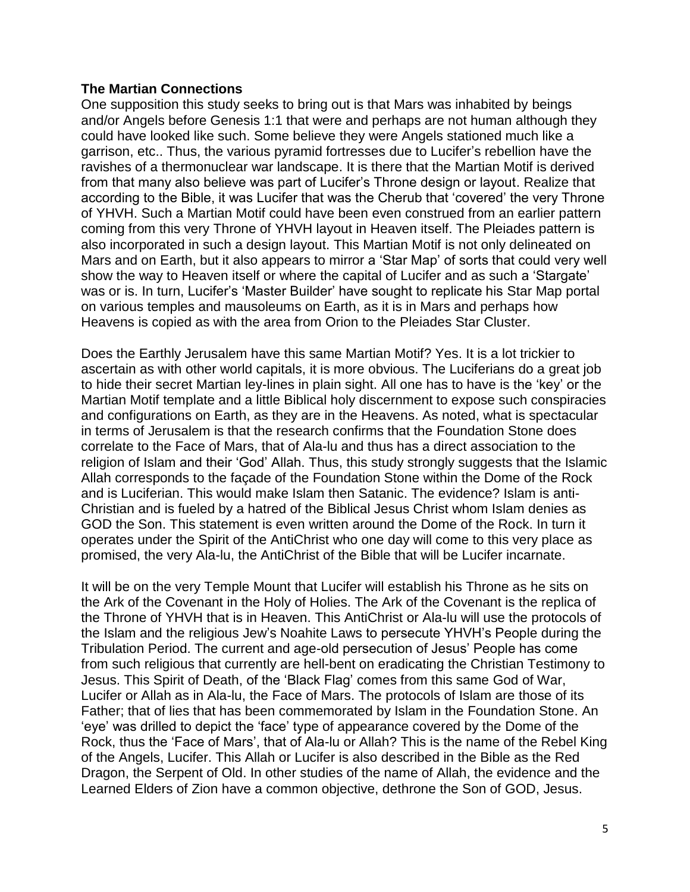**The Martian Connections**

One supposition this study seeks to bring out is that Mars was inhabited by beings and/or Angels before Genesis 1:1 that were and perhaps are not human although they could have looked like such. Some believe they were Angels stationed much like a garrison, etc.. Thus, the various pyramid fortresses due to Lucifer's rebellion have the ravishes of a thermonuclear war landscape. It is there that the Martian Motif is derived from that many also believe was part of Lucifer's Throne design or layout. Realize that according to the Bible, it was Lucifer that was the Cherub that 'covered' the very Throne of YHVH. Such a Martian Motif could have been even construed from an earlier pattern coming from this very Throne of YHVH layout in Heaven itself. The Pleiades pattern is also incorporated in such a design layout. This Martian Motif is not only delineated on Mars and on Earth, but it also appears to mirror a 'Star Map' of sorts that could very well show the way to Heaven itself or where the capital of Lucifer and as such a 'Stargate' was or is. In turn, Lucifer's 'Master Builder' have sought to replicate his Star Map portal on various temples and mausoleums on Earth, as it is in Mars and perhaps how Heavens is copied as with the area from Orion to the Pleiades Star Cluster.

Does the Earthly Jerusalem have this same Martian Motif? Yes. It is a lot trickier to ascertain as with other world capitals, it is more obvious. The Luciferians do a great job to hide their secret Martian ley-lines in plain sight. All one has to have is the 'key' or the Martian Motif template and a little Biblical holy discernment to expose such conspiracies and configurations on Earth, as they are in the Heavens. As noted, what is spectacular in terms of Jerusalem is that the research confirms that the Foundation Stone does correlate to the Face of Mars, that of Ala-lu and thus has a direct association to the religion of Islam and their 'God' Allah. Thus, this study strongly suggests that the Islamic Allah corresponds to the façade of the Foundation Stone within the Dome of the Rock and is Luciferian. This would make Islam then Satanic. The evidence? Islam is anti-Christian and is fueled by a hatred of the Biblical Jesus Christ whom Islam denies as GOD the Son. This statement is even written around the Dome of the Rock. In turn it operates under the Spirit of the AntiChrist who one day will come to this very place as promised, the very Ala-lu, the AntiChrist of the Bible that will be Lucifer incarnate.

It will be on the very Temple Mount that Lucifer will establish his Throne as he sits on the Ark of the Covenant in the Holy of Holies. The Ark of the Covenant is the replica of the Throne of YHVH that is in Heaven. This AntiChrist or Ala-lu will use the protocols of the Islam and the religious Jew's Noahite Laws to persecute YHVH's People during the Tribulation Period. The current and age-old persecution of Jesus' People has come from such religious that currently are hell-bent on eradicating the Christian Testimony to Jesus. This Spirit of Death, of the 'Black Flag' comes from this same God of War, Lucifer or Allah as in Ala-lu, the Face of Mars. The protocols of Islam are those of its Father; that of lies that has been commemorated by Islam in the Foundation Stone. An 'eye' was drilled to depict the 'face' type of appearance covered by the Dome of the Rock, thus the 'Face of Mars', that of Ala-lu or Allah? This is the name of the Rebel King of the Angels, Lucifer. This Allah or Lucifer is also described in the Bible as the Red Dragon, the Serpent of Old. In other studies of the name of Allah, the evidence and the Learned Elders of Zion have a common objective, dethrone the Son of GOD, Jesus.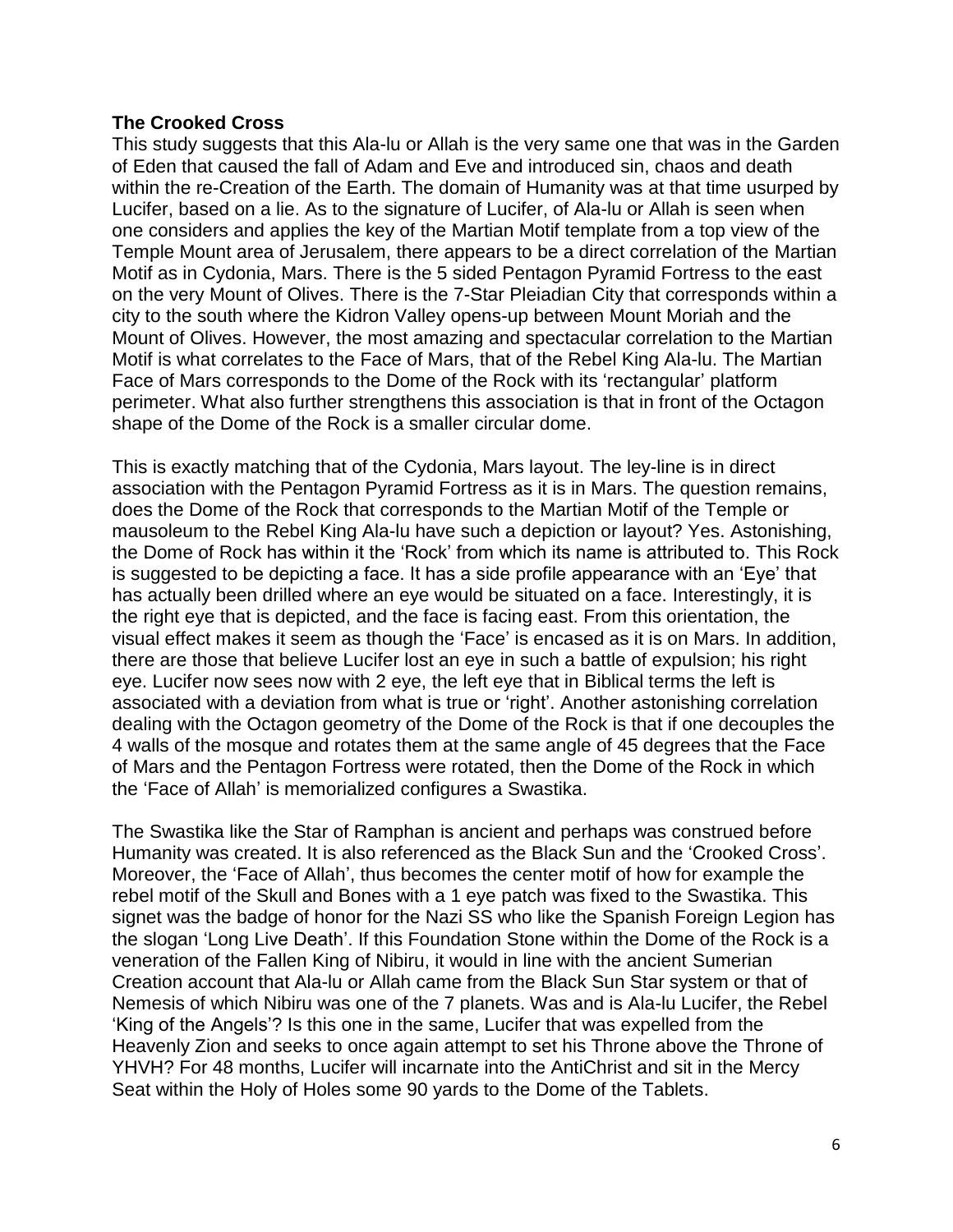**The Crooked Cross**

This study suggests that this Ala-lu or Allah is the very same one that was in the Garden of Eden that caused the fall of Adam and Eve and introduced sin, chaos and death within the re-Creation of the Earth. The domain of Humanity was at that time usurped by Lucifer, based on a lie. As to the signature of Lucifer, of Ala-lu or Allah is seen when one considers and applies the key of the Martian Motif template from a top view of the Temple Mount area of Jerusalem, there appears to be a direct correlation of the Martian Motif as in Cydonia, Mars. There is the 5 sided Pentagon Pyramid Fortress to the east on the very Mount of Olives. There is the 7-Star Pleiadian City that corresponds within a city to the south where the Kidron Valley opens-up between Mount Moriah and the Mount of Olives. However, the most amazing and spectacular correlation to the Martian Motif is what correlates to the Face of Mars, that of the Rebel King Ala-lu. The Martian Face of Mars corresponds to the Dome of the Rock with its 'rectangular' platform perimeter. What also further strengthens this association is that in front of the Octagon shape of the Dome of the Rock is a smaller circular dome.

This is exactly matching that of the Cydonia, Mars layout. The ley-line is in direct association with the Pentagon Pyramid Fortress as it is in Mars. The question remains, does the Dome of the Rock that corresponds to the Martian Motif of the Temple or mausoleum to the Rebel King Ala-lu have such a depiction or layout? Yes. Astonishing, the Dome of Rock has within it the 'Rock' from which its name is attributed to. This Rock is suggested to be depicting a face. It has a side profile appearance with an 'Eye' that has actually been drilled where an eye would be situated on a face. Interestingly, it is the right eye that is depicted, and the face is facing east. From this orientation, the visual effect makes it seem as though the 'Face' is encased as it is on Mars. In addition, there are those that believe Lucifer lost an eye in such a battle of expulsion; his right eye. Lucifer now sees now with 2 eye, the left eye that in Biblical terms the left is associated with a deviation from what is true or 'right'. Another astonishing correlation dealing with the Octagon geometry of the Dome of the Rock is that if one decouples the 4 walls of the mosque and rotates them at the same angle of 45 degrees that the Face of Mars and the Pentagon Fortress were rotated, then the Dome of the Rock in which the 'Face of Allah' is memorialized configures a Swastika.

The Swastika like the Star of Ramphan is ancient and perhaps was construed before Humanity was created. It is also referenced as the Black Sun and the 'Crooked Cross'. Moreover, the 'Face of Allah', thus becomes the center motif of how for example the rebel motif of the Skull and Bones with a 1 eye patch was fixed to the Swastika. This signet was the badge of honor for the Nazi SS who like the Spanish Foreign Legion has the slogan 'Long Live Death'. If this Foundation Stone within the Dome of the Rock is a veneration of the Fallen King of Nibiru, it would in line with the ancient Sumerian Creation account that Ala-lu or Allah came from the Black Sun Star system or that of Nemesis of which Nibiru was one of the 7 planets. Was and is Ala-lu Lucifer, the Rebel 'King of the Angels'? Is this one in the same, Lucifer that was expelled from the Heavenly Zion and seeks to once again attempt to set his Throne above the Throne of YHVH? For 48 months, Lucifer will incarnate into the AntiChrist and sit in the Mercy Seat within the Holy of Holes some 90 yards to the Dome of the Tablets.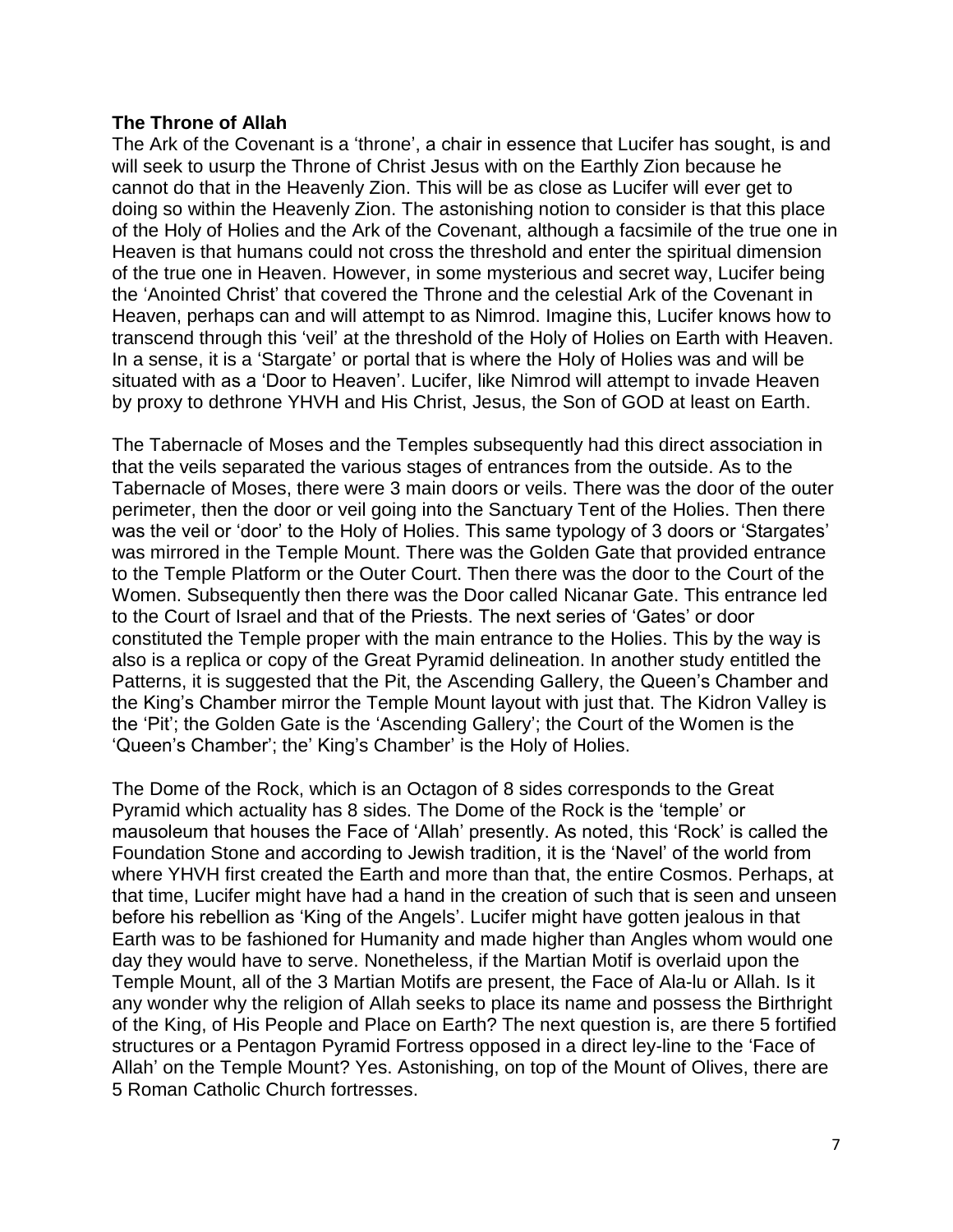**The Throne of Allah**

The Ark of the Covenant is a 'throne', a chair in essence that Lucifer has sought, is and will seek to usurp the Throne of Christ Jesus with on the Earthly Zion because he cannot do that in the Heavenly Zion. This will be as close as Lucifer will ever get to doing so within the Heavenly Zion. The astonishing notion to consider is that this place of the Holy of Holies and the Ark of the Covenant, although a facsimile of the true one in Heaven is that humans could not cross the threshold and enter the spiritual dimension of the true one in Heaven. However, in some mysterious and secret way, Lucifer being the 'Anointed Christ' that covered the Throne and the celestial Ark of the Covenant in Heaven, perhaps can and will attempt to as Nimrod. Imagine this, Lucifer knows how to transcend through this 'veil' at the threshold of the Holy of Holies on Earth with Heaven. In a sense, it is a 'Stargate' or portal that is where the Holy of Holies was and will be situated with as a 'Door to Heaven'. Lucifer, like Nimrod will attempt to invade Heaven by proxy to dethrone YHVH and His Christ, Jesus, the Son of GOD at least on Earth.

The Tabernacle of Moses and the Temples subsequently had this direct association in that the veils separated the various stages of entrances from the outside. As to the Tabernacle of Moses, there were 3 main doors or veils. There was the door of the outer perimeter, then the door or veil going into the Sanctuary Tent of the Holies. Then there was the veil or 'door' to the Holy of Holies. This same typology of 3 doors or 'Stargates' was mirrored in the Temple Mount. There was the Golden Gate that provided entrance to the Temple Platform or the Outer Court. Then there was the door to the Court of the Women. Subsequently then there was the Door called Nicanar Gate. This entrance led to the Court of Israel and that of the Priests. The next series of 'Gates' or door constituted the Temple proper with the main entrance to the Holies. This by the way is also is a replica or copy of the Great Pyramid delineation. In another study entitled the Patterns, it is suggested that the Pit, the Ascending Gallery, the Queen's Chamber and the King's Chamber mirror the Temple Mount layout with just that. The Kidron Valley is the 'Pit'; the Golden Gate is the 'Ascending Gallery'; the Court of the Women is the 'Queen's Chamber'; the' King's Chamber' is the Holy of Holies.

The Dome of the Rock, which is an Octagon of 8 sides corresponds to the Great Pyramid which actuality has 8 sides. The Dome of the Rock is the 'temple' or mausoleum that houses the Face of 'Allah' presently. As noted, this 'Rock' is called the Foundation Stone and according to Jewish tradition, it is the 'Navel' of the world from where YHVH first created the Earth and more than that, the entire Cosmos. Perhaps, at that time, Lucifer might have had a hand in the creation of such that is seen and unseen before his rebellion as 'King of the Angels'. Lucifer might have gotten jealous in that Earth was to be fashioned for Humanity and made higher than Angles whom would one day they would have to serve. Nonetheless, if the Martian Motif is overlaid upon the Temple Mount, all of the 3 Martian Motifs are present, the Face of Ala-lu or Allah. Is it any wonder why the religion of Allah seeks to place its name and possess the Birthright of the King, of His People and Place on Earth? The next question is, are there 5 fortified structures or a Pentagon Pyramid Fortress opposed in a direct ley-line to the 'Face of Allah' on the Temple Mount? Yes. Astonishing, on top of the Mount of Olives, there are 5 Roman Catholic Church fortresses.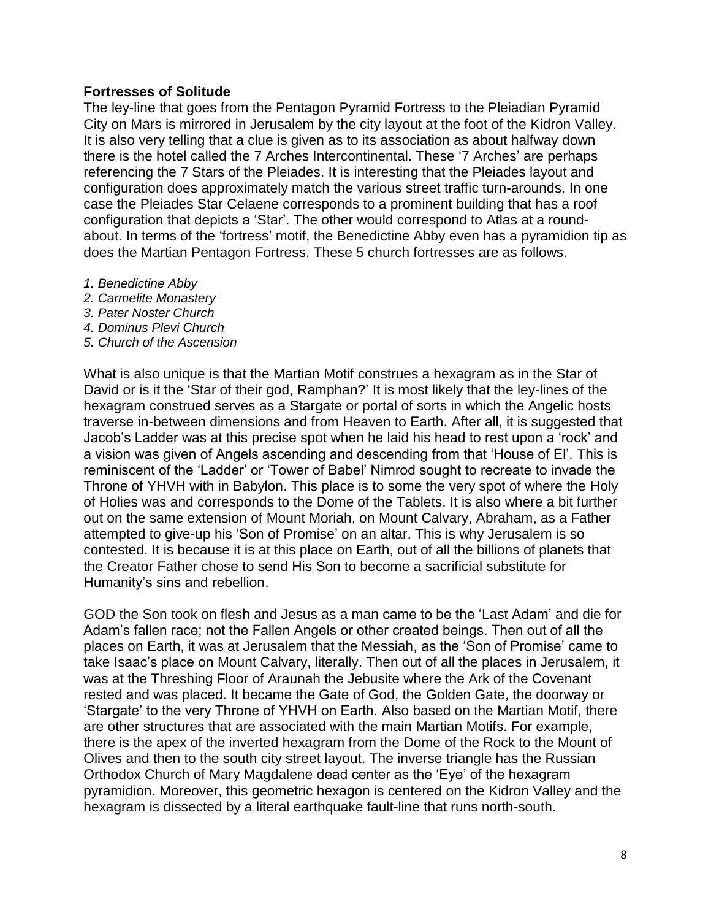**Fortresses of Solitude**

The ley-line that goes from the Pentagon Pyramid Fortress to the Pleiadian Pyramid City on Mars is mirrored in Jerusalem by the city layout at the foot of the Kidron Valley. It is also very telling that a clue is given as to its association as about halfway down there is the hotel called the 7 Arches Intercontinental. These '7 Arches' are perhaps referencing the 7 Stars of the Pleiades. It is interesting that the Pleiades layout and configuration does approximately match the various street traffic turn-arounds. In one case the Pleiades Star Celaene corresponds to a prominent building that has a roof configuration that depicts a 'Star'. The other would correspond to Atlas at a round-about. In terms of the 'fortress' motif, the Benedictine Abby even has a pyramidion tip as does the Martian Pentagon Fortress. These 5 church fortresses are as follows.

*1. Benedictine Abby*
*2. Carmelite Monastery*
*3. Pater Noster Church*
*4. Dominus Plevi Church*
*5. Church of the Ascension*

What is also unique is that the Martian Motif construes a hexagram as in the Star of David or is it the 'Star of their god, Ramphan?' It is most likely that the ley-lines of the hexagram construed serves as a Stargate or portal of sorts in which the Angelic hosts traverse in-between dimensions and from Heaven to Earth. After all, it is suggested that Jacob's Ladder was at this precise spot when he laid his head to rest upon a 'rock' and a vision was given of Angels ascending and descending from that 'House of El'. This is reminiscent of the 'Ladder' or 'Tower of Babel' Nimrod sought to recreate to invade the Throne of YHVH with in Babylon. This place is to some the very spot of where the Holy of Holies was and corresponds to the Dome of the Tablets. It is also where a bit further out on the same extension of Mount Moriah, on Mount Calvary, Abraham, as a Father attempted to give-up his 'Son of Promise' on an altar. This is why Jerusalem is so contested. It is because it is at this place on Earth, out of all the billions of planets that the Creator Father chose to send His Son to become a sacrificial substitute for Humanity's sins and rebellion.

GOD the Son took on flesh and Jesus as a man came to be the 'Last Adam' and die for Adam's fallen race; not the Fallen Angels or other created beings. Then out of all the places on Earth, it was at Jerusalem that the Messiah, as the 'Son of Promise' came to take Isaac's place on Mount Calvary, literally. Then out of all the places in Jerusalem, it was at the Threshing Floor of Araunah the Jebusite where the Ark of the Covenant rested and was placed. It became the Gate of God, the Golden Gate, the doorway or 'Stargate' to the very Throne of YHVH on Earth. Also based on the Martian Motif, there are other structures that are associated with the main Martian Motifs. For example, there is the apex of the inverted hexagram from the Dome of the Rock to the Mount of Olives and then to the south city street layout. The inverse triangle has the Russian Orthodox Church of Mary Magdalene dead center as the 'Eye' of the hexagram pyramidion. Moreover, this geometric hexagon is centered on the Kidron Valley and the hexagram is dissected by a literal earthquake fault-line that runs north-south.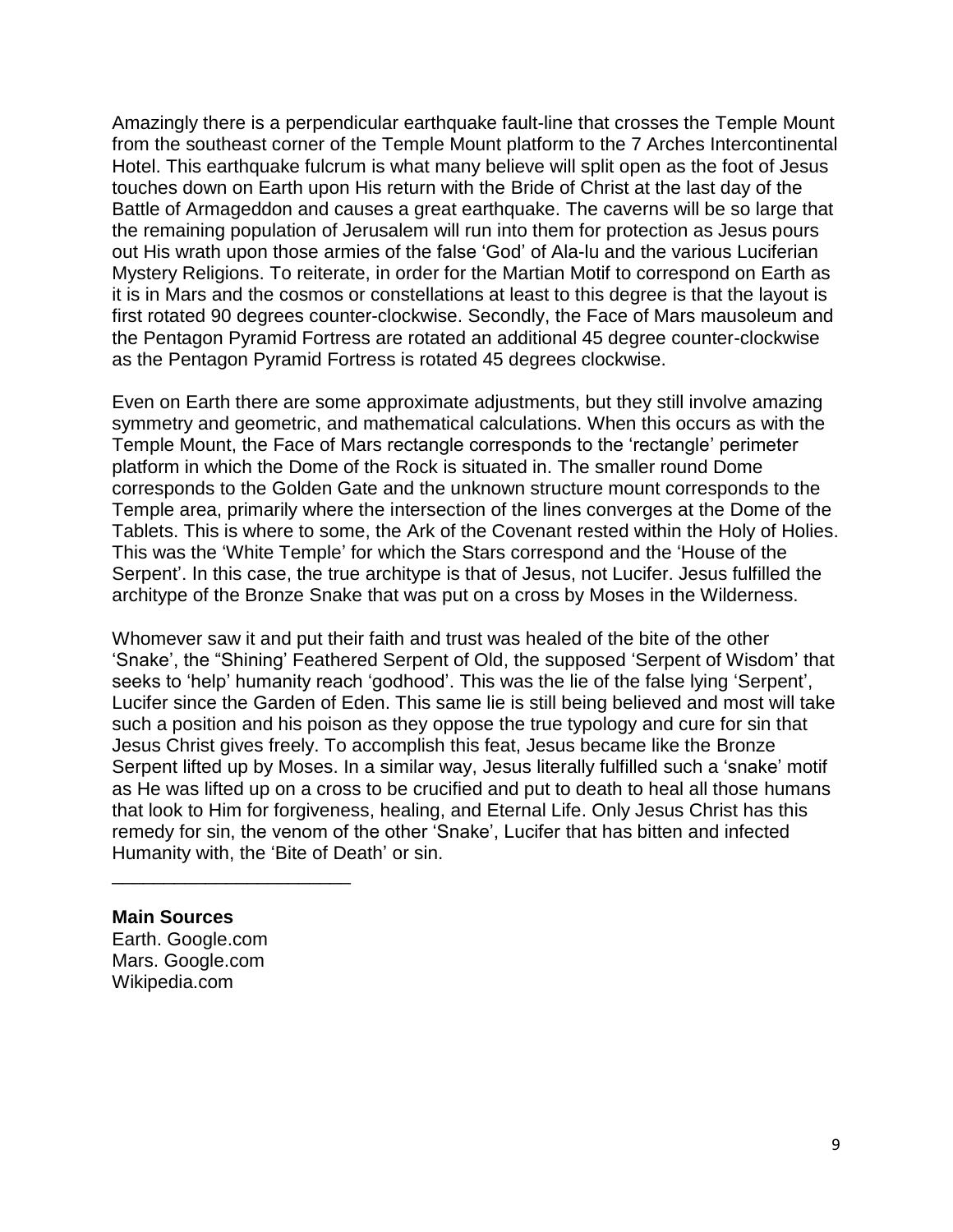Amazingly there is a perpendicular earthquake fault-line that crosses the Temple Mount from the southeast corner of the Temple Mount platform to the 7 Arches Intercontinental Hotel. This earthquake fulcrum is what many believe will split open as the foot of Jesus touches down on Earth upon His return with the Bride of Christ at the last day of the Battle of Armageddon and causes a great earthquake. The caverns will be so large that the remaining population of Jerusalem will run into them for protection as Jesus pours out His wrath upon those armies of the false 'God' of Ala-lu and the various Luciferian Mystery Religions. To reiterate, in order for the Martian Motif to correspond on Earth as it is in Mars and the cosmos or constellations at least to this degree is that the layout is first rotated 90 degrees counter-clockwise. Secondly, the Face of Mars mausoleum and the Pentagon Pyramid Fortress are rotated an additional 45 degree counter-clockwise as the Pentagon Pyramid Fortress is rotated 45 degrees clockwise.

Even on Earth there are some approximate adjustments, but they still involve amazing symmetry and geometric, and mathematical calculations. When this occurs as with the Temple Mount, the Face of Mars rectangle corresponds to the 'rectangle' perimeter platform in which the Dome of the Rock is situated in. The smaller round Dome corresponds to the Golden Gate and the unknown structure mount corresponds to the Temple area, primarily where the intersection of the lines converges at the Dome of the Tablets. This is where to some, the Ark of the Covenant rested within the Holy of Holies. This was the 'White Temple' for which the Stars correspond and the 'House of the Serpent'. In this case, the true architype is that of Jesus, not Lucifer. Jesus fulfilled the architype of the Bronze Snake that was put on a cross by Moses in the Wilderness.

Whomever saw it and put their faith and trust was healed of the bite of the other 'Snake', the "Shining' Feathered Serpent of Old, the supposed 'Serpent of Wisdom' that seeks to 'help' humanity reach 'godhood'. This was the lie of the false lying 'Serpent', Lucifer since the Garden of Eden. This same lie is still being believed and most will take such a position and his poison as they oppose the true typology and cure for sin that Jesus Christ gives freely. To accomplish this feat, Jesus became like the Bronze Serpent lifted up by Moses. In a similar way, Jesus literally fulfilled such a 'snake' motif as He was lifted up on a cross to be crucified and put to death to heal all those humans that look to Him for forgiveness, healing, and Eternal Life. Only Jesus Christ has this remedy for sin, the venom of the other 'Snake', Lucifer that has bitten and infected Humanity with, the 'Bite of Death' or sin.

---

**Main Sources**
Earth. Google.com
Mars. Google.com
Wikipedia.com